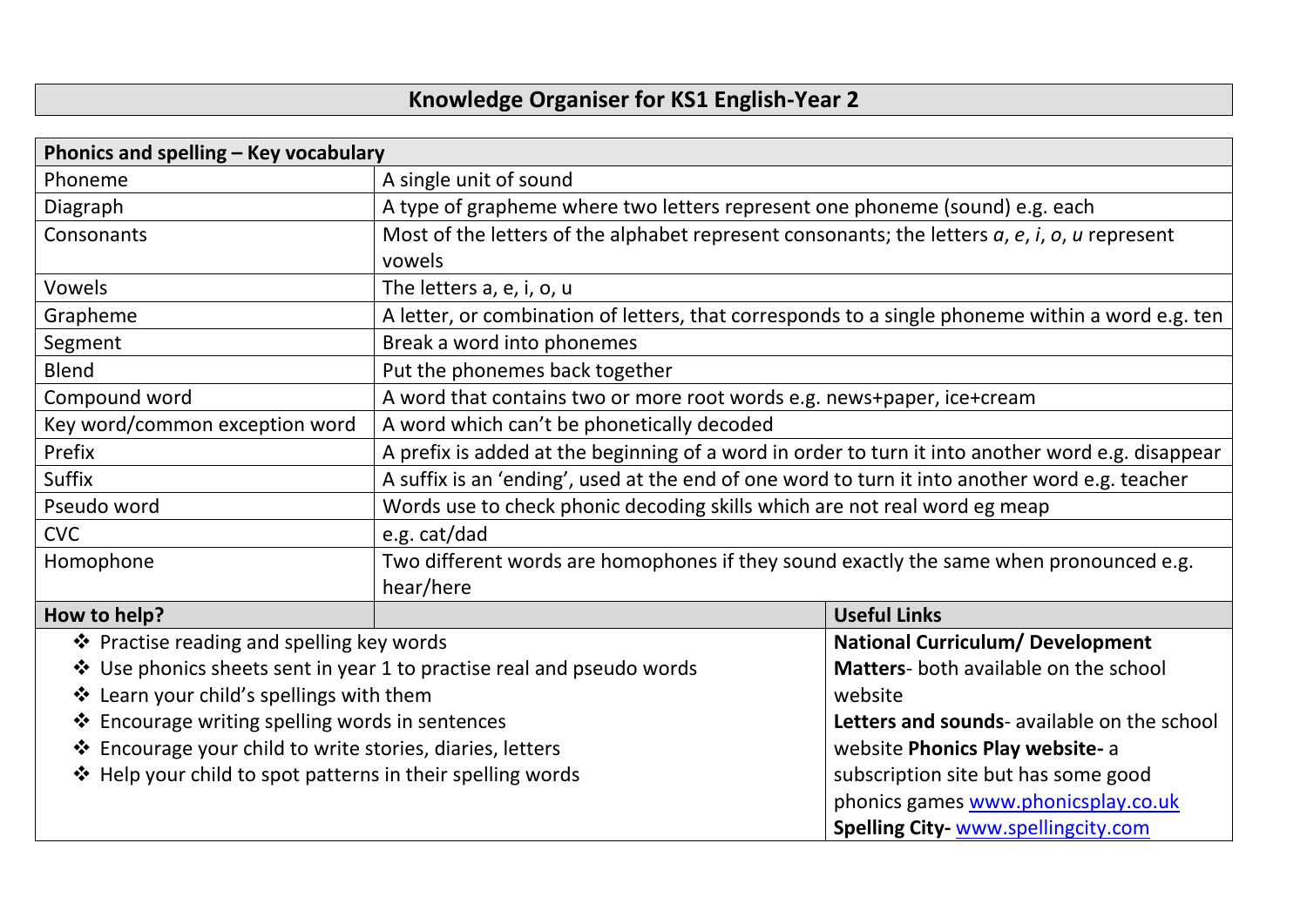# Knowledge Organiser for KS1 English-Year 2

| Phonics and spelling – Key vocabulary | |
|---|---|
| Phoneme | A single unit of sound |
| Diagraph | A type of grapheme where two letters represent one phoneme (sound) e.g. each |
| Consonants | Most of the letters of the alphabet represent consonants; the letters *a*, *e*, *i*, *o*, *u* represent vowels |
| Vowels | The letters a, e, i, o, u |
| Grapheme | A letter, or combination of letters, that corresponds to a single phoneme within a word e.g. ten |
| Segment | Break a word into phonemes |
| Blend | Put the phonemes back together |
| Compound word | A word that contains two or more root words e.g. news+paper, ice+cream |
| Key word/common exception word | A word which can't be phonetically decoded |
| Prefix | A prefix is added at the beginning of a word in order to turn it into another word e.g. disappear |
| Suffix | A suffix is an 'ending', used at the end of one word to turn it into another word e.g. teacher |
| Pseudo word | Words use to check phonic decoding skills which are not real word eg meap |
| CVC | e.g. cat/dad |
| Homophone | Two different words are homophones if they sound exactly the same when pronounced e.g. hear/here |

| How to help? | Useful Links |
|---|---|
| ❖ Practise reading and spelling key words<br>❖ Use phonics sheets sent in year 1 to practise real and pseudo words<br>❖ Learn your child's spellings with them<br>❖ Encourage writing spelling words in sentences<br>❖ Encourage your child to write stories, diaries, letters<br>❖ Help your child to spot patterns in their spelling words | **National Curriculum/ Development Matters**- both available on the school website<br>**Letters and sounds**- available on the school website **Phonics Play website-** a subscription site but has some good phonics games [www.phonicsplay.co.uk](http://www.phonicsplay.co.uk)<br>**Spelling City-** [www.spellingcity.com](http://www.spellingcity.com) |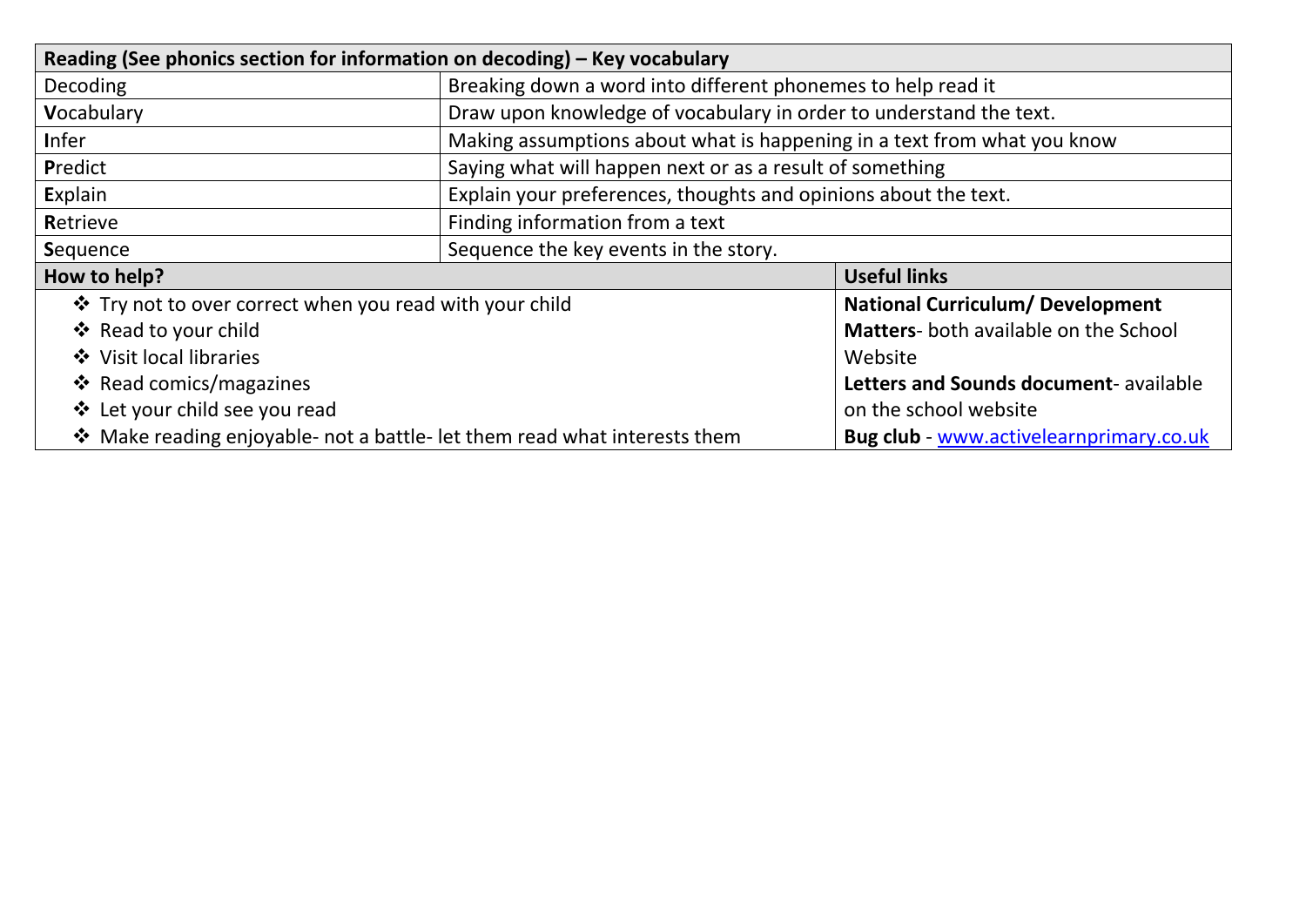| **Reading (See phonics section for information on decoding) – Key vocabulary** | |
|---|---|
| Decoding | Breaking down a word into different phonemes to help read it |
| **V**ocabulary | Draw upon knowledge of vocabulary in order to understand the text. |
| **I**nfer | Making assumptions about what is happening in a text from what you know |
| **P**redict | Saying what will happen next or as a result of something |
| **E**xplain | Explain your preferences, thoughts and opinions about the text. |
| **R**etrieve | Finding information from a text |
| **S**equence | Sequence the key events in the story. |

| **How to help?** | **Useful links** |
|---|---|
| ❖ Try not to over correct when you read with your child<br>❖ Read to your child<br>❖ Visit local libraries<br>❖ Read comics/magazines<br>❖ Let your child see you read<br>❖ Make reading enjoyable- not a battle- let them read what interests them | **National Curriculum/ Development Matters**- both available on the School Website<br>**Letters and Sounds document**- available on the school website<br>**Bug club** - www.activelearnprimary.co.uk |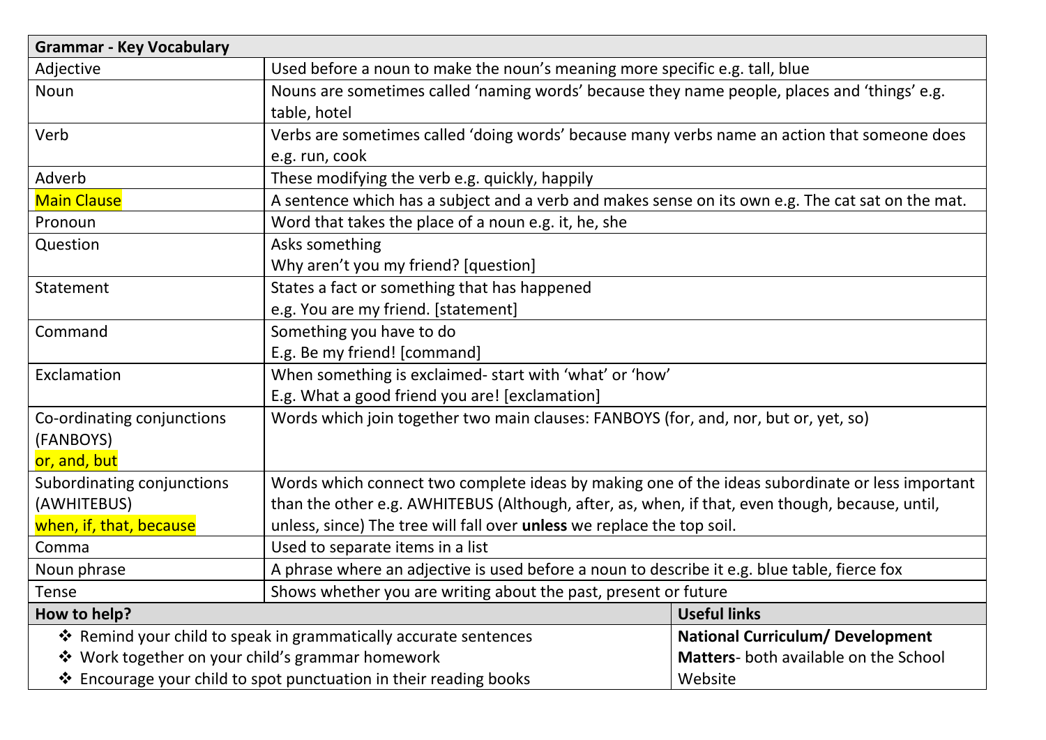| Grammar - Key Vocabulary | |
|---|---|
| Adjective | Used before a noun to make the noun's meaning more specific e.g. tall, blue |
| Noun | Nouns are sometimes called 'naming words' because they name people, places and 'things' e.g. table, hotel |
| Verb | Verbs are sometimes called 'doing words' because many verbs name an action that someone does e.g. run, cook |
| Adverb | These modifying the verb e.g. quickly, happily |
| Main Clause | A sentence which has a subject and a verb and makes sense on its own e.g. The cat sat on the mat. |
| Pronoun | Word that takes the place of a noun e.g. it, he, she |
| Question | Asks something<br>Why aren't you my friend? [question] |
| Statement | States a fact or something that has happened<br>e.g. You are my friend. [statement] |
| Command | Something you have to do<br>E.g. Be my friend! [command] |
| Exclamation | When something is exclaimed- start with 'what' or 'how'<br>E.g. What a good friend you are! [exclamation] |
| Co-ordinating conjunctions (FANBOYS)<br>or, and, but | Words which join together two main clauses: FANBOYS (for, and, nor, but or, yet, so) |
| Subordinating conjunctions (AWHITEBUS)<br>when, if, that, because | Words which connect two complete ideas by making one of the ideas subordinate or less important than the other e.g. AWHITEBUS (Although, after, as, when, if that, even though, because, until, unless, since) The tree will fall over **unless** we replace the top soil. |
| Comma | Used to separate items in a list |
| Noun phrase | A phrase where an adjective is used before a noun to describe it e.g. blue table, fierce fox |
| Tense | Shows whether you are writing about the past, present or future |

| How to help? | Useful links |
|---|---|
| ❖ Remind your child to speak in grammatically accurate sentences<br>❖ Work together on your child's grammar homework<br>❖ Encourage your child to spot punctuation in their reading books | **National Curriculum/ Development Matters**- both available on the School Website |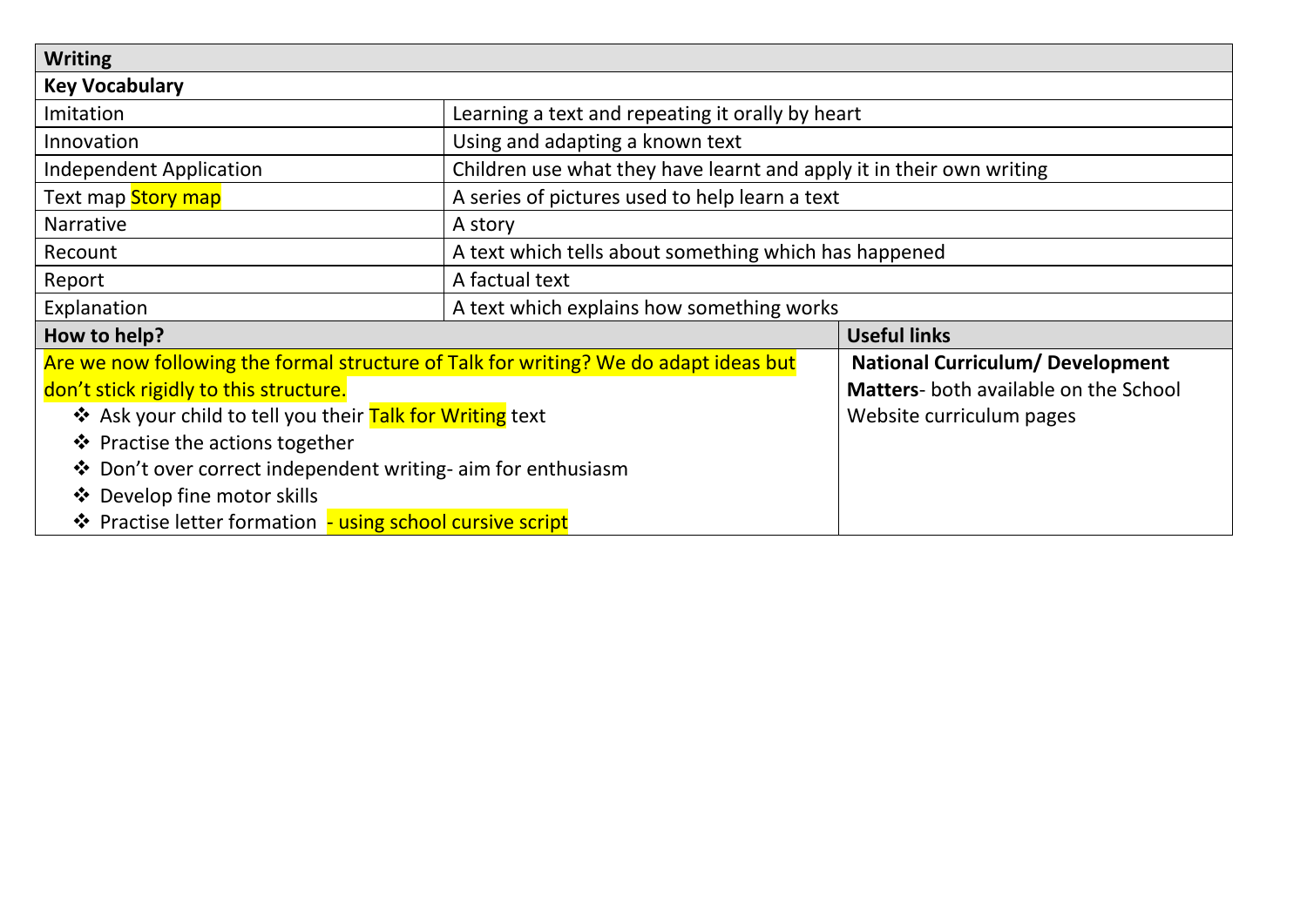| Writing | | |
| --- | --- | --- |
| **Key Vocabulary** | | |
| Imitation | Learning a text and repeating it orally by heart | |
| Innovation | Using and adapting a known text | |
| Independent Application | Children use what they have learnt and apply it in their own writing | |
| Text map Story map | A series of pictures used to help learn a text | |
| Narrative | A story | |
| Recount | A text which tells about something which has happened | |
| Report | A factual text | |
| Explanation | A text which explains how something works | |
| **How to help?** | | **Useful links** |
| Are we now following the formal structure of Talk for writing? We do adapt ideas but don't stick rigidly to this structure.<br>❖ Ask your child to tell you their Talk for Writing text<br>❖ Practise the actions together<br>❖ Don't over correct independent writing- aim for enthusiasm<br>❖ Develop fine motor skills<br>❖ Practise letter formation - using school cursive script | | **National Curriculum/ Development Matters**- both available on the School Website curriculum pages |